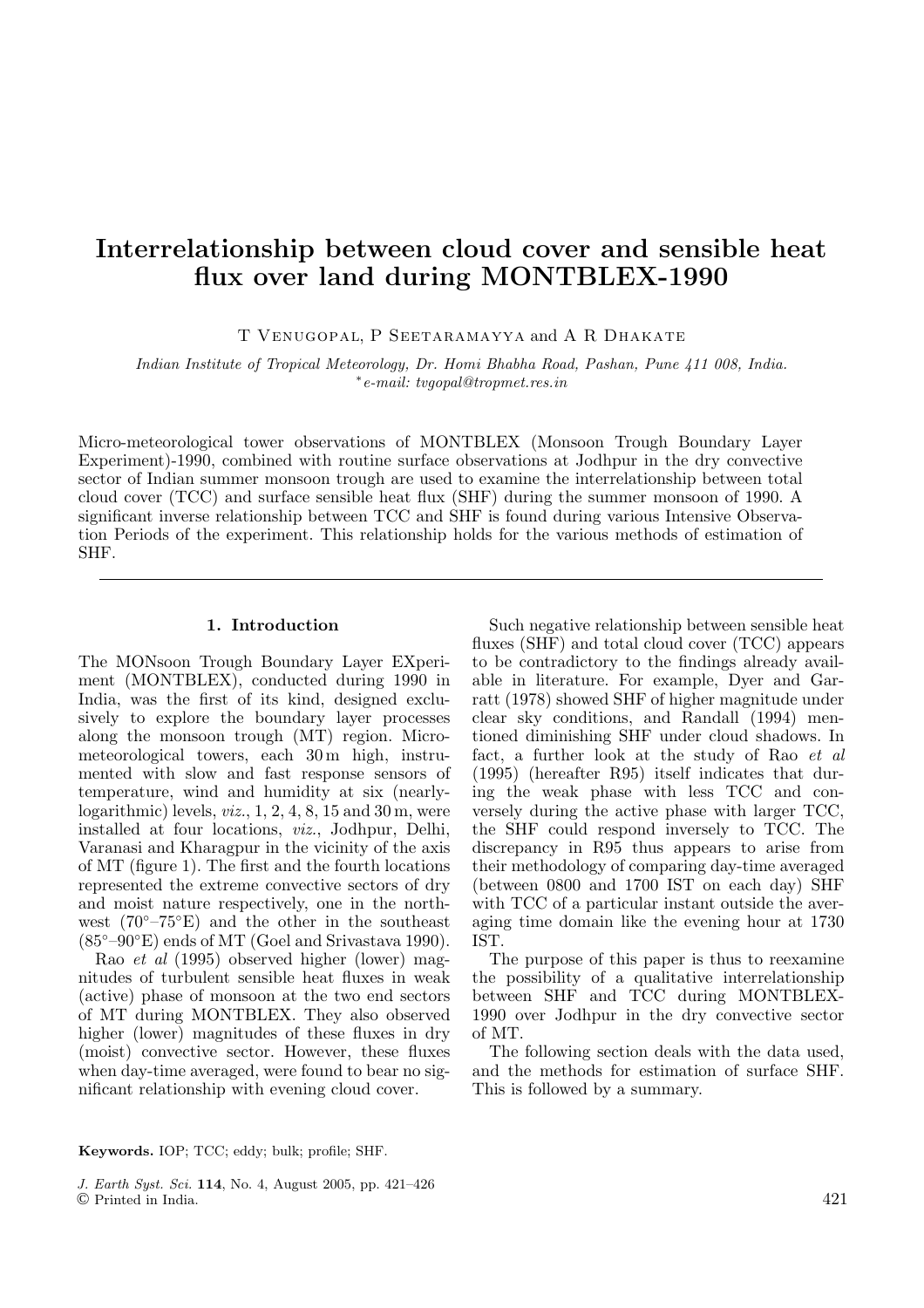# Interrelationship between cloud cover and sensible heat flux over land during MONTBLEX-1990

T Venugopal, P Seetaramayya and A R Dhakate

*Indian Institute of Tropical Meteorology, Dr. Homi Bhabha Road, Pashan, Pune 411 008, India.*
*∗e-mail: tvgopal@tropmet.res.in*

Micro-meteorological tower observations of MONTBLEX (Monsoon Trough Boundary Layer Experiment)-1990, combined with routine surface observations at Jodhpur in the dry convective sector of Indian summer monsoon trough are used to examine the interrelationship between total cloud cover (TCC) and surface sensible heat flux (SHF) during the summer monsoon of 1990. A significant inverse relationship between TCC and SHF is found during various Intensive Observation Periods of the experiment. This relationship holds for the various methods of estimation of SHF.

## 1. Introduction

The MONsoon Trough Boundary Layer EXperiment (MONTBLEX), conducted during 1990 in India, was the first of its kind, designed exclusively to explore the boundary layer processes along the monsoon trough (MT) region. Micrometeorological towers, each 30 m high, instrumented with slow and fast response sensors of temperature, wind and humidity at six (nearly-logarithmic) levels, *viz.*, 1, 2, 4, 8, 15 and 30 m, were installed at four locations, *viz.*, Jodhpur, Delhi, Varanasi and Kharagpur in the vicinity of the axis of MT (figure 1). The first and the fourth locations represented the extreme convective sectors of dry and moist nature respectively, one in the northwest (70°–75°E) and the other in the southeast (85°–90°E) ends of MT (Goel and Srivastava 1990).

Rao *et al* (1995) observed higher (lower) magnitudes of turbulent sensible heat fluxes in weak (active) phase of monsoon at the two end sectors of MT during MONTBLEX. They also observed higher (lower) magnitudes of these fluxes in dry (moist) convective sector. However, these fluxes when day-time averaged, were found to bear no significant relationship with evening cloud cover.

Such negative relationship between sensible heat fluxes (SHF) and total cloud cover (TCC) appears to be contradictory to the findings already available in literature. For example, Dyer and Garratt (1978) showed SHF of higher magnitude under clear sky conditions, and Randall (1994) mentioned diminishing SHF under cloud shadows. In fact, a further look at the study of Rao *et al* (1995) (hereafter R95) itself indicates that during the weak phase with less TCC and conversely during the active phase with larger TCC, the SHF could respond inversely to TCC. The discrepancy in R95 thus appears to arise from their methodology of comparing day-time averaged (between 0800 and 1700 IST on each day) SHF with TCC of a particular instant outside the averaging time domain like the evening hour at 1730 IST.

The purpose of this paper is thus to reexamine the possibility of a qualitative interrelationship between SHF and TCC during MONTBLEX-1990 over Jodhpur in the dry convective sector of MT.

The following section deals with the data used, and the methods for estimation of surface SHF. This is followed by a summary.

**Keywords.** IOP; TCC; eddy; bulk; profile; SHF.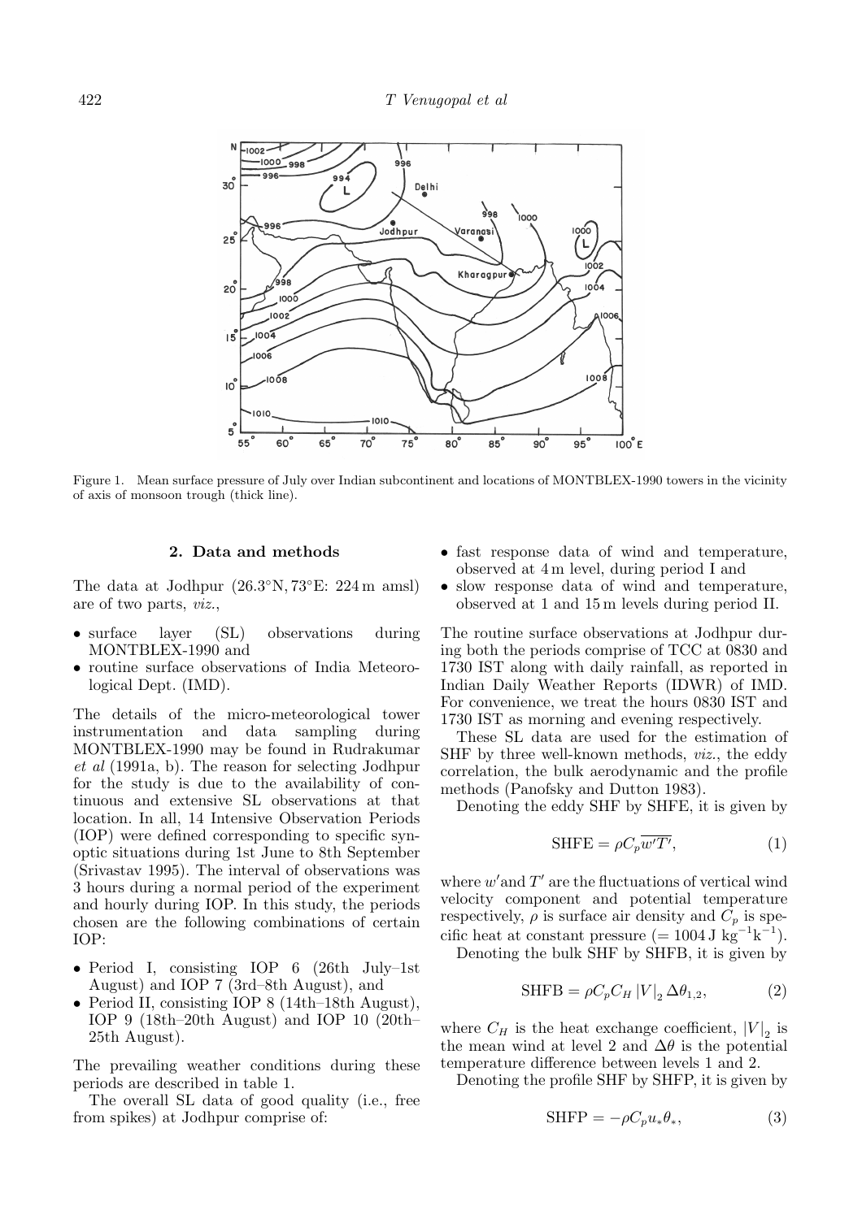Figure 1. Mean surface pressure of July over Indian subcontinent and locations of MONTBLEX-1990 towers in the vicinity of axis of monsoon trough (thick line).

## 2. Data and methods

The data at Jodhpur (26.3°N, 73°E: 224 m amsl) are of two parts, *viz.*,

- surface layer (SL) observations during MONTBLEX-1990 and
- routine surface observations of India Meteorological Dept. (IMD).

The details of the micro-meteorological tower instrumentation and data sampling during MONTBLEX-1990 may be found in Rudrakumar *et al* (1991a, b). The reason for selecting Jodhpur for the study is due to the availability of continuous and extensive SL observations at that location. In all, 14 Intensive Observation Periods (IOP) were defined corresponding to specific synoptic situations during 1st June to 8th September (Srivastav 1995). The interval of observations was 3 hours during a normal period of the experiment and hourly during IOP. In this study, the periods chosen are the following combinations of certain IOP:

- Period I, consisting IOP 6 (26th July–1st August) and IOP 7 (3rd–8th August), and
- Period II, consisting IOP 8 (14th–18th August), IOP 9 (18th–20th August) and IOP 10 (20th–25th August).

The prevailing weather conditions during these periods are described in table 1.

The overall SL data of good quality (i.e., free from spikes) at Jodhpur comprise of:

- fast response data of wind and temperature, observed at 4 m level, during period I and
- slow response data of wind and temperature, observed at 1 and 15 m levels during period II.

The routine surface observations at Jodhpur during both the periods comprise of TCC at 0830 and 1730 IST along with daily rainfall, as reported in Indian Daily Weather Reports (IDWR) of IMD. For convenience, we treat the hours 0830 IST and 1730 IST as morning and evening respectively.

These SL data are used for the estimation of SHF by three well-known methods, *viz.*, the eddy correlation, the bulk aerodynamic and the profile methods (Panofsky and Dutton 1983).

Denoting the eddy SHF by SHFE, it is given by

$$\mathrm{SHFE} = \rho C_p \overline{w'T'}, \tag{1}$$

where $w'$ and $T'$ are the fluctuations of vertical wind velocity component and potential temperature respectively, $\rho$ is surface air density and $C_p$ is specific heat at constant pressure ($= 1004\,\mathrm{J\ kg^{-1}k^{-1}}$).

Denoting the bulk SHF by SHFB, it is given by

$$\mathrm{SHFB} = \rho C_p C_H \left|V\right|_2 \Delta\theta_{1,2}, \tag{2}$$

where $C_H$ is the heat exchange coefficient, $|V|_2$ is the mean wind at level 2 and $\Delta\theta$ is the potential temperature difference between levels 1 and 2.

Denoting the profile SHF by SHFP, it is given by

$$\mathrm{SHFP} = -\rho C_p u_* \theta_*, \tag{3}$$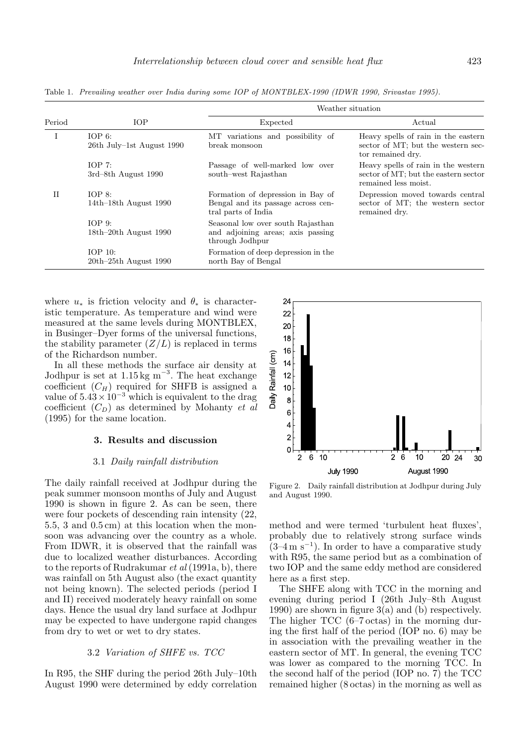Table 1. *Prevailing weather over India during some IOP of MONTBLEX-1990 (IDWR 1990, Srivastav 1995).*

| Period | IOP | Weather situation | |
|---|---|---|---|
| | | Expected | Actual |
| I | IOP 6: 26th July–1st August 1990 | MT variations and possibility of break monsoon | Heavy spells of rain in the eastern sector of MT; but the western sector remained dry. |
| | IOP 7: 3rd–8th August 1990 | Passage of well-marked low over south–west Rajasthan | Heavy spells of rain in the western sector of MT; but the eastern sector remained less moist. |
| II | IOP 8: 14th–18th August 1990 | Formation of depression in Bay of Bengal and its passage across central parts of India | Depression moved towards central sector of MT; the western sector remained dry. |
| | IOP 9: 18th–20th August 1990 | Seasonal low over south Rajasthan and adjoining areas; axis passing through Jodhpur | |
| | IOP 10: 20th–25th August 1990 | Formation of deep depression in the north Bay of Bengal | |

where $u_*$ is friction velocity and $\theta_*$ is characteristic temperature. As temperature and wind were measured at the same levels during MONTBLEX, in Businger–Dyer forms of the universal functions, the stability parameter $(Z/L)$ is replaced in terms of the Richardson number.

In all these methods the surface air density at Jodhpur is set at $1.15\,\mathrm{kg\ m^{-3}}$. The heat exchange coefficient $(C_H)$ required for SHFB is assigned a value of $5.43 \times 10^{-3}$ which is equivalent to the drag coefficient $(C_D)$ as determined by Mohanty *et al* (1995) for the same location.

## 3. Results and discussion

### 3.1 *Daily rainfall distribution*

The daily rainfall received at Jodhpur during the peak summer monsoon months of July and August 1990 is shown in figure 2. As can be seen, there were four pockets of descending rain intensity (22, 5.5, 3 and 0.5 cm) at this location when the monsoon was advancing over the country as a whole. From IDWR, it is observed that the rainfall was due to localized weather disturbances. According to the reports of Rudrakumar *et al* (1991a, b), there was rainfall on 5th August also (the exact quantity not being known). The selected periods (period I and II) received moderately heavy rainfall on some days. Hence the usual dry land surface at Jodhpur may be expected to have undergone rapid changes from dry to wet or wet to dry states.

### 3.2 *Variation of SHFE vs. TCC*

In R95, the SHF during the period 26th July–10th August 1990 were determined by eddy correlation method and were termed 'turbulent heat fluxes', probably due to relatively strong surface winds ($3$–$4\,\mathrm{m\ s^{-1}}$). In order to have a comparative study with R95, the same period but as a combination of two IOP and the same eddy method are considered here as a first step.

Figure 2. Daily rainfall distribution at Jodhpur during July and August 1990.

The SHFE along with TCC in the morning and evening during period I (26th July–8th August 1990) are shown in figure 3(a) and (b) respectively. The higher TCC (6–7 octas) in the morning during the first half of the period (IOP no. 6) may be in association with the prevailing weather in the eastern sector of MT. In general, the evening TCC was lower as compared to the morning TCC. In the second half of the period (IOP no. 7) the TCC remained higher (8 octas) in the morning as well as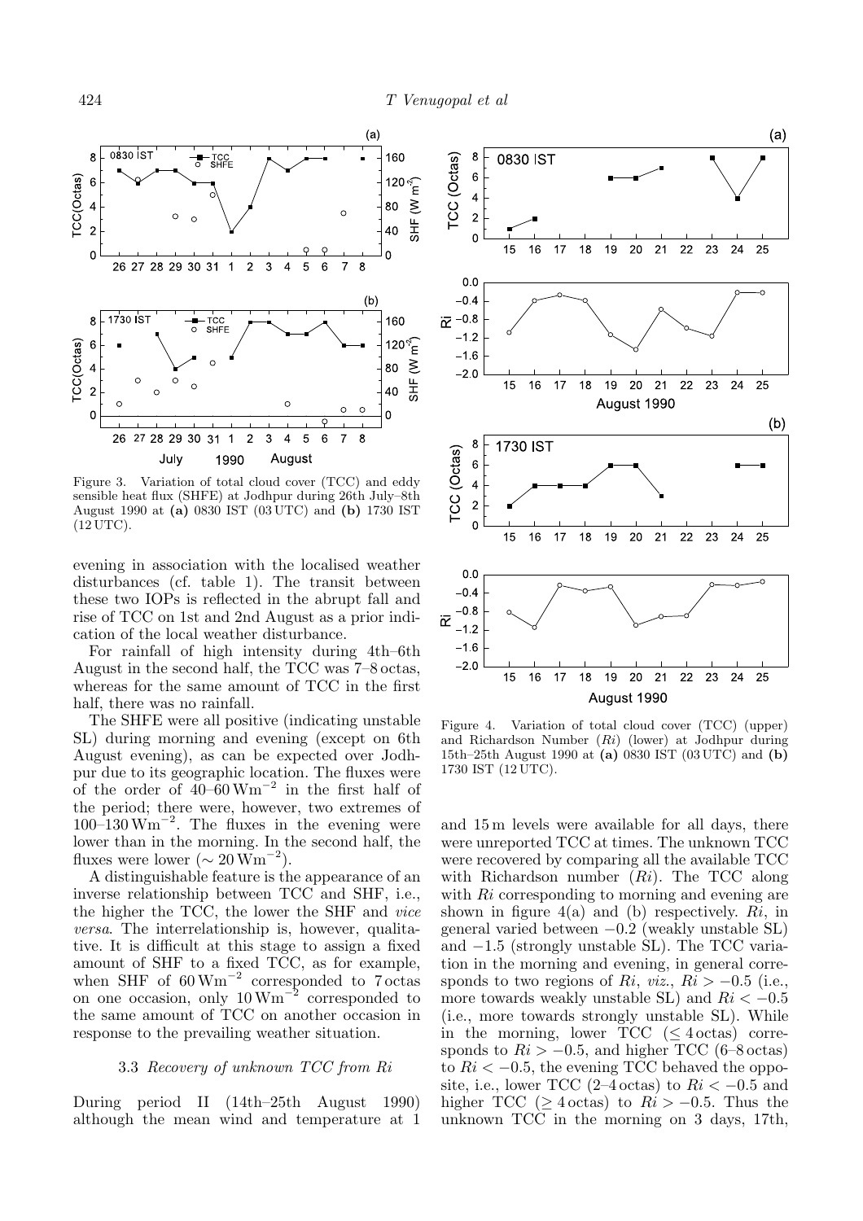Figure 3. Variation of total cloud cover (TCC) and eddy sensible heat flux (SHFE) at Jodhpur during 26th July–8th August 1990 at **(a)** 0830 IST (03 UTC) and **(b)** 1730 IST (12 UTC).

evening in association with the localised weather disturbances (cf. table 1). The transit between these two IOPs is reflected in the abrupt fall and rise of TCC on 1st and 2nd August as a prior indication of the local weather disturbance.

For rainfall of high intensity during 4th–6th August in the second half, the TCC was 7–8 octas, whereas for the same amount of TCC in the first half, there was no rainfall.

The SHFE were all positive (indicating unstable SL) during morning and evening (except on 6th August evening), as can be expected over Jodhpur due to its geographic location. The fluxes were of the order of 40–60 $\mathrm{Wm^{-2}}$ in the first half of the period; there were, however, two extremes of 100–130 $\mathrm{Wm^{-2}}$. The fluxes in the evening were lower than in the morning. In the second half, the fluxes were lower ($\sim 20\,\mathrm{Wm^{-2}}$).

A distinguishable feature is the appearance of an inverse relationship between TCC and SHF, i.e., the higher the TCC, the lower the SHF and *vice versa*. The interrelationship is, however, qualitative. It is difficult at this stage to assign a fixed amount of SHF to a fixed TCC, as for example, when SHF of 60 $\mathrm{Wm^{-2}}$ corresponded to 7 octas on one occasion, only 10 $\mathrm{Wm^{-2}}$ corresponded to the same amount of TCC on another occasion in response to the prevailing weather situation.

### 3.3 *Recovery of unknown TCC from Ri*

During period II (14th–25th August 1990) although the mean wind and temperature at 1 and 15 m levels were available for all days, there were unreported TCC at times. The unknown TCC were recovered by comparing all the available TCC with Richardson number ($Ri$). The TCC along with $Ri$ corresponding to morning and evening are shown in figure 4(a) and (b) respectively. $Ri$, in general varied between $-0.2$ (weakly unstable SL) and $-1.5$ (strongly unstable SL). The TCC variation in the morning and evening, in general corresponds to two regions of $Ri$, *viz.*, $Ri > -0.5$ (i.e., more towards weakly unstable SL) and $Ri < -0.5$ (i.e., more towards strongly unstable SL). While in the morning, lower TCC ($\leq 4$ octas) corresponds to $Ri > -0.5$, and higher TCC (6–8 octas) to $Ri < -0.5$, the evening TCC behaved the opposite, i.e., lower TCC (2–4 octas) to $Ri < -0.5$ and higher TCC ($\geq 4$ octas) to $Ri > -0.5$. Thus the unknown TCC in the morning on 3 days, 17th,

Figure 4. Variation of total cloud cover (TCC) (upper) and Richardson Number ($Ri$) (lower) at Jodhpur during 15th–25th August 1990 at **(a)** 0830 IST (03 UTC) and **(b)** 1730 IST (12 UTC).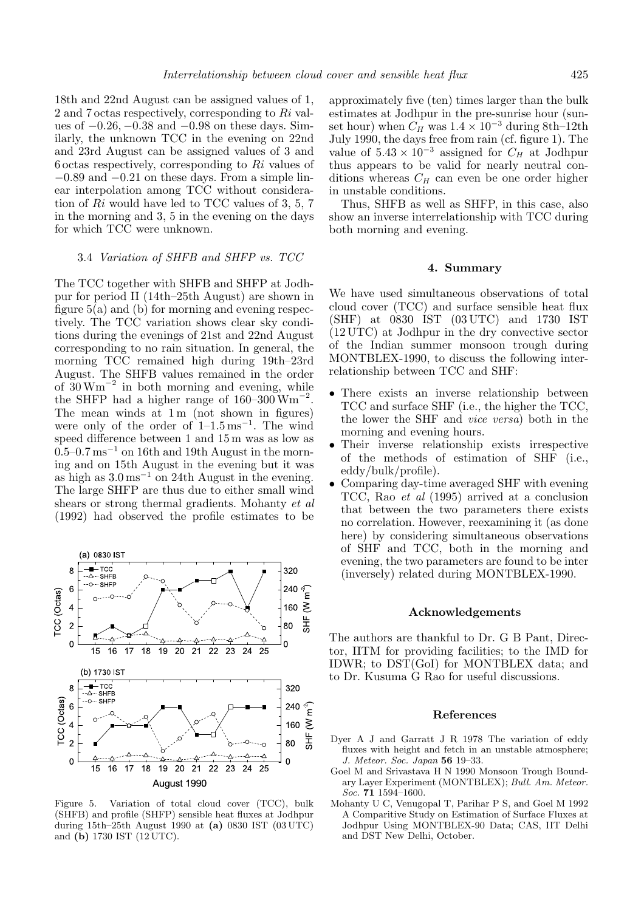18th and 22nd August can be assigned values of 1, 2 and 7 octas respectively, corresponding to $Ri$ values of $-0.26$, $-0.38$ and $-0.98$ on these days. Similarly, the unknown TCC in the evening on 22nd and 23rd August can be assigned values of 3 and 6 octas respectively, corresponding to $Ri$ values of $-0.89$ and $-0.21$ on these days. From a simple linear interpolation among TCC without consideration of $Ri$ would have led to TCC values of 3, 5, 7 in the morning and 3, 5 in the evening on the days for which TCC were unknown.

### 3.4 *Variation of SHFB and SHFP vs. TCC*

The TCC together with SHFB and SHFP at Jodhpur for period II (14th–25th August) are shown in figure 5(a) and (b) for morning and evening respectively. The TCC variation shows clear sky conditions during the evenings of 21st and 22nd August corresponding to no rain situation. In general, the morning TCC remained high during 19th–23rd August. The SHFB values remained in the order of $30\,\mathrm{Wm^{-2}}$ in both morning and evening, while the SHFP had a higher range of $160$–$300\,\mathrm{Wm^{-2}}$. The mean winds at 1 m (not shown in figures) were only of the order of $1$–$1.5\,\mathrm{ms^{-1}}$. The wind speed difference between 1 and 15 m was as low as $0.5$–$0.7\,\mathrm{ms^{-1}}$ on 16th and 19th August in the morning and on 15th August in the evening but it was as high as $3.0\,\mathrm{ms^{-1}}$ on 24th August in the evening. The large SHFP are thus due to either small wind shears or strong thermal gradients. Mohanty *et al* (1992) had observed the profile estimates to be approximately five (ten) times larger than the bulk estimates at Jodhpur in the pre-sunrise hour (sunset hour) when $C_H$ was $1.4 \times 10^{-3}$ during 8th–12th July 1990, the days free from rain (cf. figure 1). The value of $5.43 \times 10^{-3}$ assigned for $C_H$ at Jodhpur thus appears to be valid for nearly neutral conditions whereas $C_H$ can even be one order higher in unstable conditions.

Thus, SHFB as well as SHFP, in this case, also show an inverse interrelationship with TCC during both morning and evening.

Figure 5. Variation of total cloud cover (TCC), bulk (SHFB) and profile (SHFP) sensible heat fluxes at Jodhpur during 15th–25th August 1990 at **(a)** 0830 IST (03 UTC) and **(b)** 1730 IST (12 UTC).

## 4. Summary

We have used simultaneous observations of total cloud cover (TCC) and surface sensible heat flux (SHF) at 0830 IST (03 UTC) and 1730 IST (12 UTC) at Jodhpur in the dry convective sector of the Indian summer monsoon trough during MONTBLEX-1990, to discuss the following interrelationship between TCC and SHF:

- There exists an inverse relationship between TCC and surface SHF (i.e., the higher the TCC, the lower the SHF and *vice versa*) both in the morning and evening hours.
- Their inverse relationship exists irrespective of the methods of estimation of SHF (i.e., eddy/bulk/profile).
- Comparing day-time averaged SHF with evening TCC, Rao *et al* (1995) arrived at a conclusion that between the two parameters there exists no correlation. However, reexamining it (as done here) by considering simultaneous observations of SHF and TCC, both in the morning and evening, the two parameters are found to be inter (inversely) related during MONTBLEX-1990.

## Acknowledgements

The authors are thankful to Dr. G B Pant, Director, IITM for providing facilities; to the IMD for IDWR; to DST(GoI) for MONTBLEX data; and to Dr. Kusuma G Rao for useful discussions.

## References

Dyer A J and Garratt J R 1978 The variation of eddy fluxes with height and fetch in an unstable atmosphere; *J. Meteor. Soc. Japan* **56** 19–33.

Goel M and Srivastava H N 1990 Monsoon Trough Boundary Layer Experiment (MONTBLEX); *Bull. Am. Meteor. Soc.* **71** 1594–1600.

Mohanty U C, Venugopal T, Parihar P S, and Goel M 1992 A Comparitive Study on Estimation of Surface Fluxes at Jodhpur Using MONTBLEX-90 Data; CAS, IIT Delhi and DST New Delhi, October.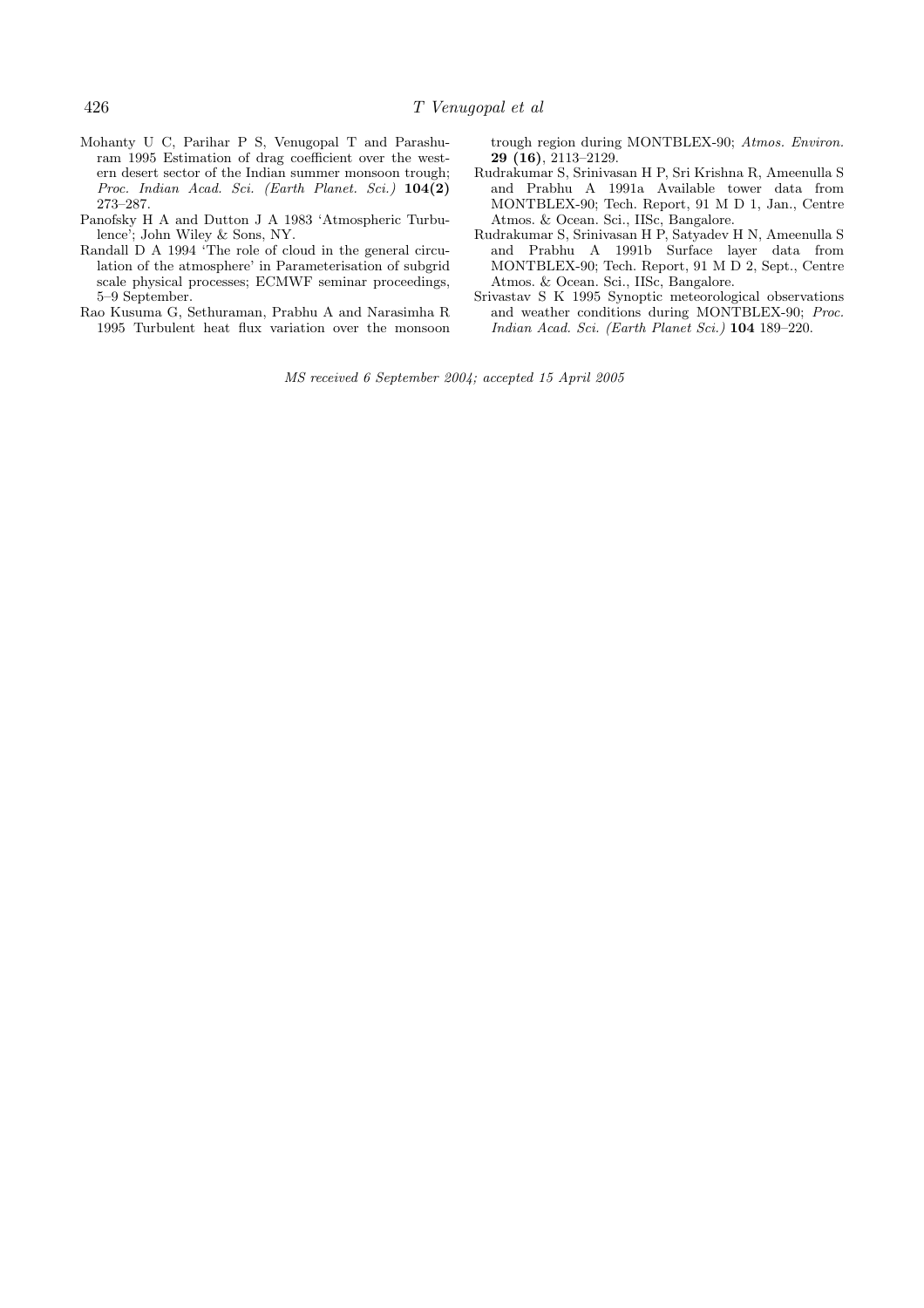Mohanty U C, Parihar P S, Venugopal T and Parashuram 1995 Estimation of drag coefficient over the western desert sector of the Indian summer monsoon trough; *Proc. Indian Acad. Sci. (Earth Planet. Sci.)* **104(2)** 273–287.

Panofsky H A and Dutton J A 1983 'Atmospheric Turbulence'; John Wiley & Sons, NY.

Randall D A 1994 'The role of cloud in the general circulation of the atmosphere' in Parameterisation of subgrid scale physical processes; ECMWF seminar proceedings, 5–9 September.

Rao Kusuma G, Sethuraman, Prabhu A and Narasimha R 1995 Turbulent heat flux variation over the monsoon trough region during MONTBLEX-90; *Atmos. Environ.* **29 (16)**, 2113–2129.

Rudrakumar S, Srinivasan H P, Sri Krishna R, Ameenulla S and Prabhu A 1991a Available tower data from MONTBLEX-90; Tech. Report, 91 M D 1, Jan., Centre Atmos. & Ocean. Sci., IISc, Bangalore.

Rudrakumar S, Srinivasan H P, Satyadev H N, Ameenulla S and Prabhu A 1991b Surface layer data from MONTBLEX-90; Tech. Report, 91 M D 2, Sept., Centre Atmos. & Ocean. Sci., IISc, Bangalore.

Srivastav S K 1995 Synoptic meteorological observations and weather conditions during MONTBLEX-90; *Proc. Indian Acad. Sci. (Earth Planet Sci.)* **104** 189–220.

*MS received 6 September 2004; accepted 15 April 2005*